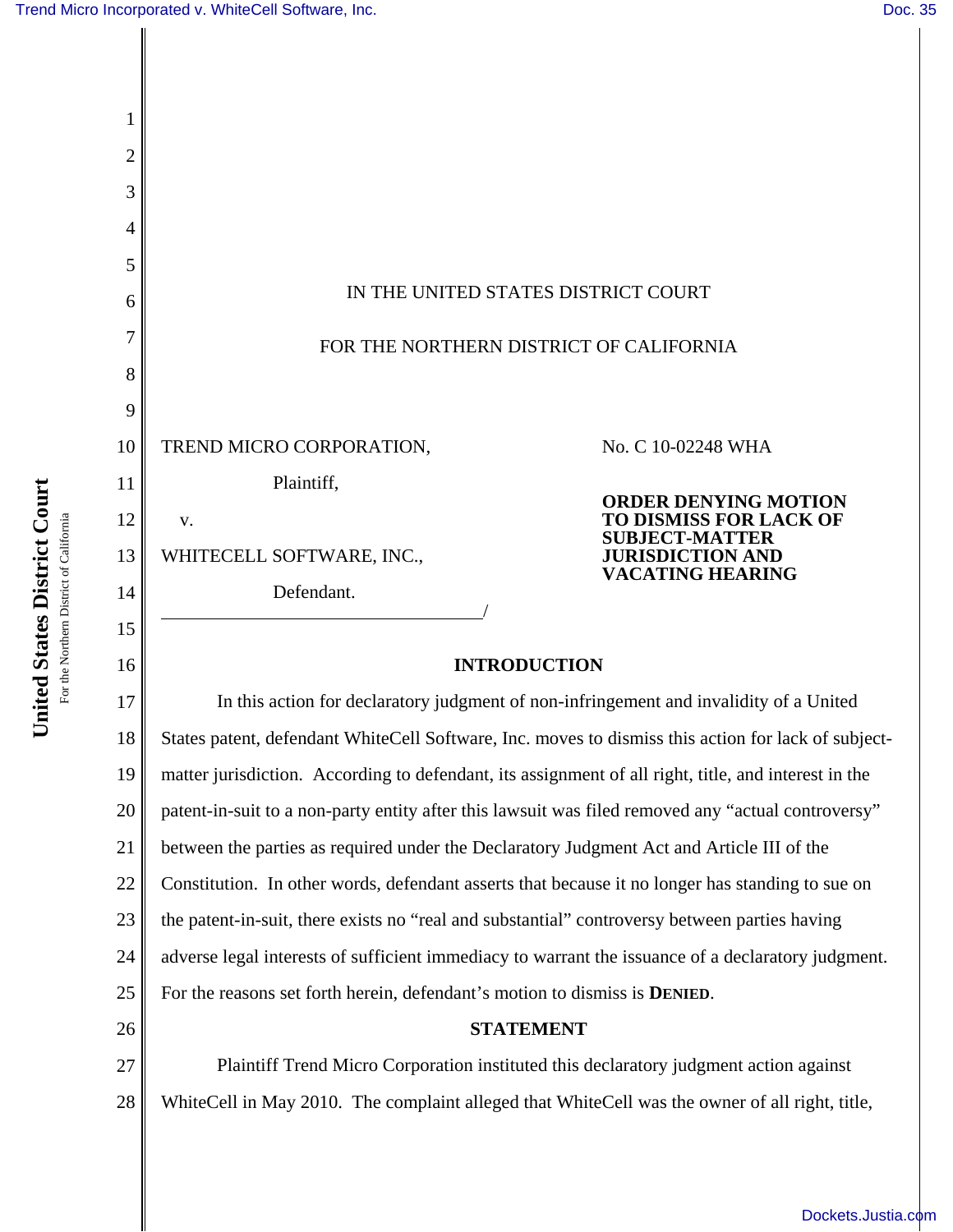IN THE UNITED STATES DISTRICT COURT

FOR THE NORTHERN DISTRICT OF CALIFORNIA

TREND MICRO CORPORATION,

Plaintiff,

v.

WHITECELL SOFTWARE, INC.,

Defendant.

No. C 10-02248 WHA

**ORDER DENYING MOTION TO DISMISS FOR LACK OF SUBJECT-MATTER JURISDICTION AND VACATING HEARING**

## INTRODUCTION

In this action for declaratory judgment of non-infringement and invalidity of a United States patent, defendant WhiteCell Software, Inc. moves to dismiss this action for lack of subject-matter jurisdiction. According to defendant, its assignment of all right, title, and interest in the patent-in-suit to a non-party entity after this lawsuit was filed removed any "actual controversy" between the parties as required under the Declaratory Judgment Act and Article III of the Constitution. In other words, defendant asserts that because it no longer has standing to sue on the patent-in-suit, there exists no "real and substantial" controversy between parties having adverse legal interests of sufficient immediacy to warrant the issuance of a declaratory judgment. For the reasons set forth herein, defendant's motion to dismiss is **DENIED**.

## STATEMENT

Plaintiff Trend Micro Corporation instituted this declaratory judgment action against WhiteCell in May 2010. The complaint alleged that WhiteCell was the owner of all right, title,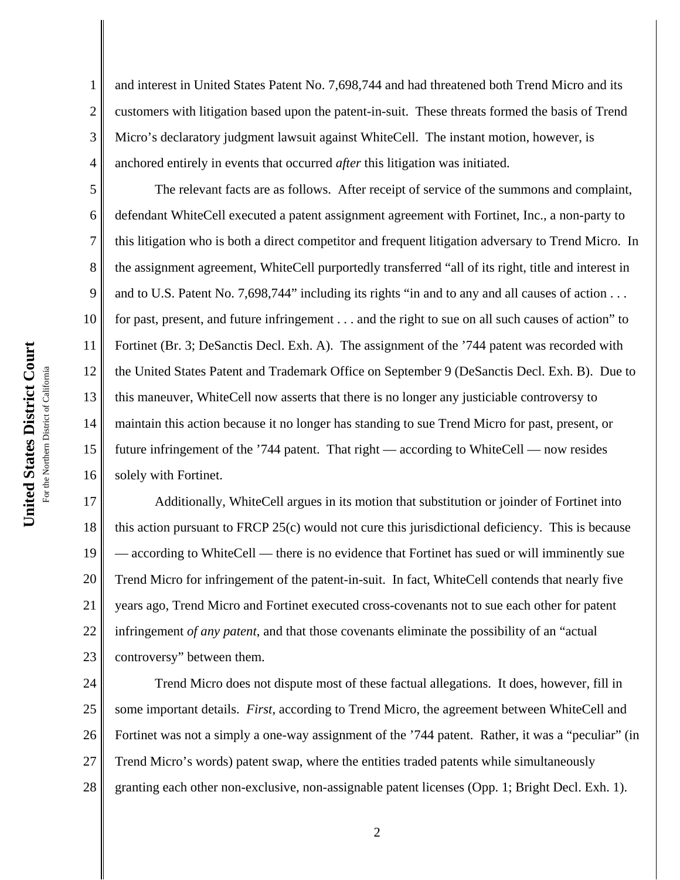and interest in United States Patent No. 7,698,744 and had threatened both Trend Micro and its customers with litigation based upon the patent-in-suit. These threats formed the basis of Trend Micro's declaratory judgment lawsuit against WhiteCell. The instant motion, however, is anchored entirely in events that occurred *after* this litigation was initiated.

The relevant facts are as follows. After receipt of service of the summons and complaint, defendant WhiteCell executed a patent assignment agreement with Fortinet, Inc., a non-party to this litigation who is both a direct competitor and frequent litigation adversary to Trend Micro. In the assignment agreement, WhiteCell purportedly transferred "all of its right, title and interest in and to U.S. Patent No. 7,698,744" including its rights "in and to any and all causes of action . . . for past, present, and future infringement . . . and the right to sue on all such causes of action" to Fortinet (Br. 3; DeSanctis Decl. Exh. A). The assignment of the '744 patent was recorded with the United States Patent and Trademark Office on September 9 (DeSanctis Decl. Exh. B). Due to this maneuver, WhiteCell now asserts that there is no longer any justiciable controversy to maintain this action because it no longer has standing to sue Trend Micro for past, present, or future infringement of the '744 patent. That right — according to WhiteCell — now resides solely with Fortinet.

Additionally, WhiteCell argues in its motion that substitution or joinder of Fortinet into this action pursuant to FRCP 25(c) would not cure this jurisdictional deficiency. This is because — according to WhiteCell — there is no evidence that Fortinet has sued or will imminently sue Trend Micro for infringement of the patent-in-suit. In fact, WhiteCell contends that nearly five years ago, Trend Micro and Fortinet executed cross-covenants not to sue each other for patent infringement *of any patent*, and that those covenants eliminate the possibility of an "actual controversy" between them.

Trend Micro does not dispute most of these factual allegations. It does, however, fill in some important details. *First*, according to Trend Micro, the agreement between WhiteCell and Fortinet was not a simply a one-way assignment of the '744 patent. Rather, it was a "peculiar" (in Trend Micro's words) patent swap, where the entities traded patents while simultaneously granting each other non-exclusive, non-assignable patent licenses (Opp. 1; Bright Decl. Exh. 1).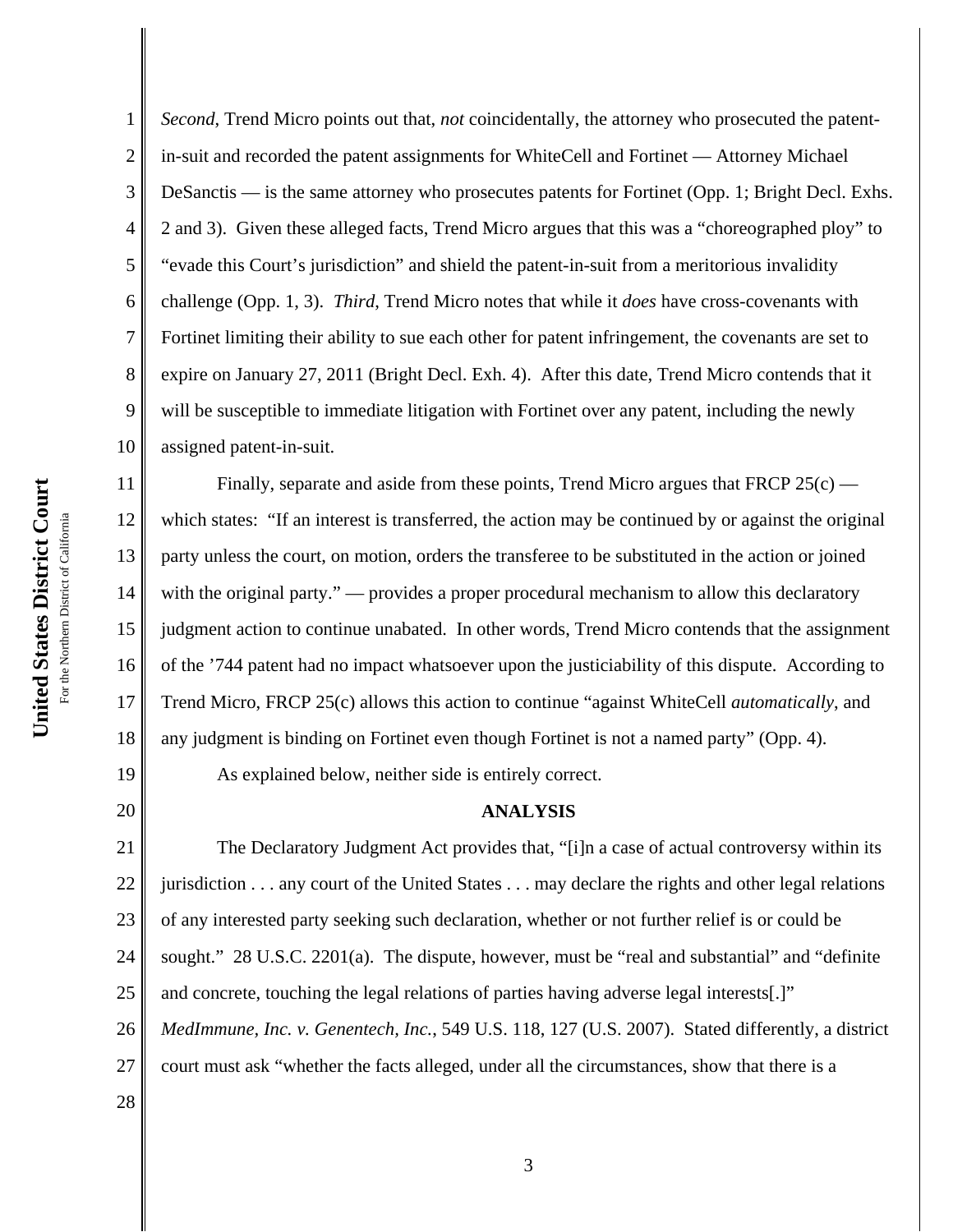*Second*, Trend Micro points out that, *not* coincidentally, the attorney who prosecuted the patent-in-suit and recorded the patent assignments for WhiteCell and Fortinet — Attorney Michael DeSanctis — is the same attorney who prosecutes patents for Fortinet (Opp. 1; Bright Decl. Exhs. 2 and 3). Given these alleged facts, Trend Micro argues that this was a "choreographed ploy" to "evade this Court's jurisdiction" and shield the patent-in-suit from a meritorious invalidity challenge (Opp. 1, 3). *Third*, Trend Micro notes that while it *does* have cross-covenants with Fortinet limiting their ability to sue each other for patent infringement, the covenants are set to expire on January 27, 2011 (Bright Decl. Exh. 4). After this date, Trend Micro contends that it will be susceptible to immediate litigation with Fortinet over any patent, including the newly assigned patent-in-suit.

Finally, separate and aside from these points, Trend Micro argues that FRCP 25(c) — which states: "If an interest is transferred, the action may be continued by or against the original party unless the court, on motion, orders the transferee to be substituted in the action or joined with the original party." — provides a proper procedural mechanism to allow this declaratory judgment action to continue unabated. In other words, Trend Micro contends that the assignment of the '744 patent had no impact whatsoever upon the justiciability of this dispute. According to Trend Micro, FRCP 25(c) allows this action to continue "against WhiteCell *automatically*, and any judgment is binding on Fortinet even though Fortinet is not a named party" (Opp. 4).

As explained below, neither side is entirely correct.

## ANALYSIS

The Declaratory Judgment Act provides that, "[i]n a case of actual controversy within its jurisdiction . . . any court of the United States . . . may declare the rights and other legal relations of any interested party seeking such declaration, whether or not further relief is or could be sought." 28 U.S.C. 2201(a). The dispute, however, must be "real and substantial" and "definite and concrete, touching the legal relations of parties having adverse legal interests[.]" *MedImmune, Inc. v. Genentech, Inc.*, 549 U.S. 118, 127 (U.S. 2007). Stated differently, a district court must ask "whether the facts alleged, under all the circumstances, show that there is a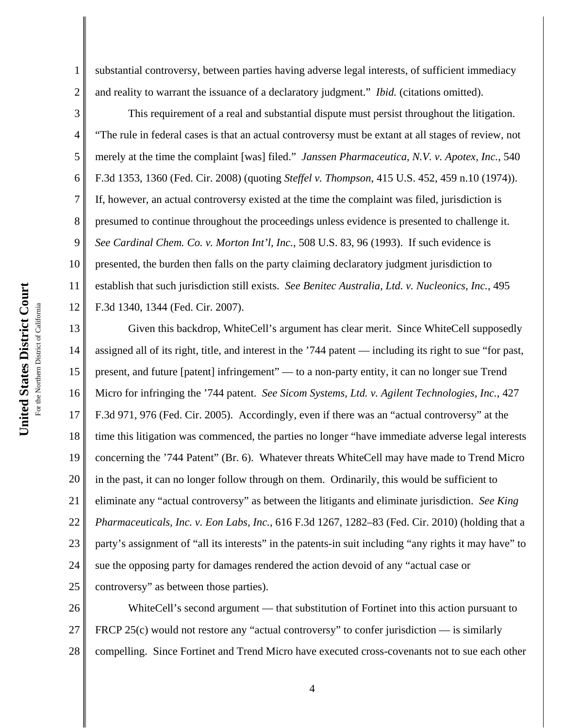substantial controversy, between parties having adverse legal interests, of sufficient immediacy and reality to warrant the issuance of a declaratory judgment." *Ibid.* (citations omitted).

This requirement of a real and substantial dispute must persist throughout the litigation. "The rule in federal cases is that an actual controversy must be extant at all stages of review, not merely at the time the complaint [was] filed." *Janssen Pharmaceutica, N.V. v. Apotex, Inc.*, 540 F.3d 1353, 1360 (Fed. Cir. 2008) (quoting *Steffel v. Thompson*, 415 U.S. 452, 459 n.10 (1974)). If, however, an actual controversy existed at the time the complaint was filed, jurisdiction is presumed to continue throughout the proceedings unless evidence is presented to challenge it. *See Cardinal Chem. Co. v. Morton Int'l, Inc.*, 508 U.S. 83, 96 (1993). If such evidence is presented, the burden then falls on the party claiming declaratory judgment jurisdiction to establish that such jurisdiction still exists. *See Benitec Australia, Ltd. v. Nucleonics, Inc.*, 495 F.3d 1340, 1344 (Fed. Cir. 2007).

Given this backdrop, WhiteCell's argument has clear merit. Since WhiteCell supposedly assigned all of its right, title, and interest in the '744 patent — including its right to sue "for past, present, and future [patent] infringement" — to a non-party entity, it can no longer sue Trend Micro for infringing the '744 patent. *See Sicom Systems, Ltd. v. Agilent Technologies, Inc.*, 427 F.3d 971, 976 (Fed. Cir. 2005). Accordingly, even if there was an "actual controversy" at the time this litigation was commenced, the parties no longer "have immediate adverse legal interests concerning the '744 Patent" (Br. 6). Whatever threats WhiteCell may have made to Trend Micro in the past, it can no longer follow through on them. Ordinarily, this would be sufficient to eliminate any "actual controversy" as between the litigants and eliminate jurisdiction. *See King Pharmaceuticals, Inc. v. Eon Labs, Inc.*, 616 F.3d 1267, 1282–83 (Fed. Cir. 2010) (holding that a party's assignment of "all its interests" in the patents-in suit including "any rights it may have" to sue the opposing party for damages rendered the action devoid of any "actual case or controversy" as between those parties).

WhiteCell's second argument — that substitution of Fortinet into this action pursuant to FRCP 25(c) would not restore any "actual controversy" to confer jurisdiction — is similarly compelling. Since Fortinet and Trend Micro have executed cross-covenants not to sue each other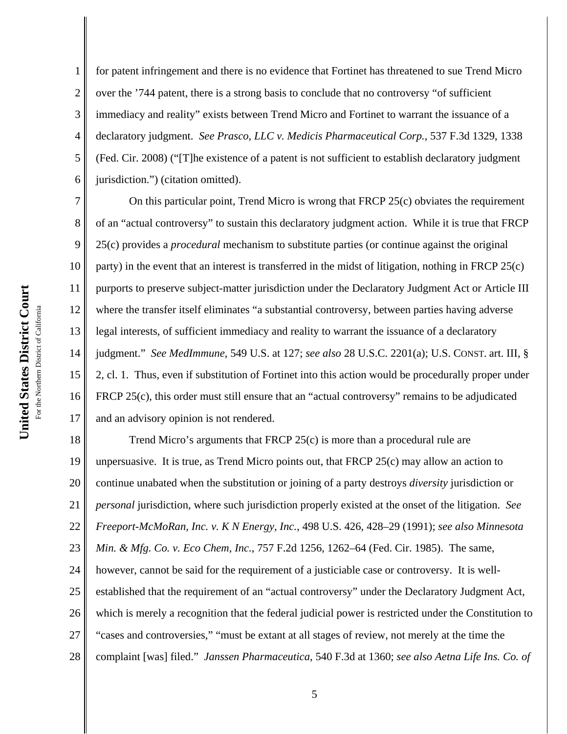for patent infringement and there is no evidence that Fortinet has threatened to sue Trend Micro over the '744 patent, there is a strong basis to conclude that no controversy "of sufficient immediacy and reality" exists between Trend Micro and Fortinet to warrant the issuance of a declaratory judgment. *See Prasco, LLC v. Medicis Pharmaceutical Corp.*, 537 F.3d 1329, 1338 (Fed. Cir. 2008) ("[T]he existence of a patent is not sufficient to establish declaratory judgment jurisdiction.") (citation omitted).

On this particular point, Trend Micro is wrong that FRCP 25(c) obviates the requirement of an "actual controversy" to sustain this declaratory judgment action. While it is true that FRCP 25(c) provides a *procedural* mechanism to substitute parties (or continue against the original party) in the event that an interest is transferred in the midst of litigation, nothing in FRCP 25(c) purports to preserve subject-matter jurisdiction under the Declaratory Judgment Act or Article III where the transfer itself eliminates "a substantial controversy, between parties having adverse legal interests, of sufficient immediacy and reality to warrant the issuance of a declaratory judgment." *See MedImmune*, 549 U.S. at 127; *see also* 28 U.S.C. 2201(a); U.S. CONST. art. III, § 2, cl. 1. Thus, even if substitution of Fortinet into this action would be procedurally proper under FRCP 25(c), this order must still ensure that an "actual controversy" remains to be adjudicated and an advisory opinion is not rendered.

Trend Micro's arguments that FRCP 25(c) is more than a procedural rule are unpersuasive. It is true, as Trend Micro points out, that FRCP 25(c) may allow an action to continue unabated when the substitution or joining of a party destroys *diversity* jurisdiction or *personal* jurisdiction, where such jurisdiction properly existed at the onset of the litigation. *See Freeport-McMoRan, Inc. v. K N Energy, Inc.*, 498 U.S. 426, 428–29 (1991); *see also Minnesota Min. & Mfg. Co. v. Eco Chem, Inc.*, 757 F.2d 1256, 1262–64 (Fed. Cir. 1985). The same, however, cannot be said for the requirement of a justiciable case or controversy. It is well-established that the requirement of an "actual controversy" under the Declaratory Judgment Act, which is merely a recognition that the federal judicial power is restricted under the Constitution to "cases and controversies," "must be extant at all stages of review, not merely at the time the complaint [was] filed." *Janssen Pharmaceutica*, 540 F.3d at 1360; *see also Aetna Life Ins. Co. of*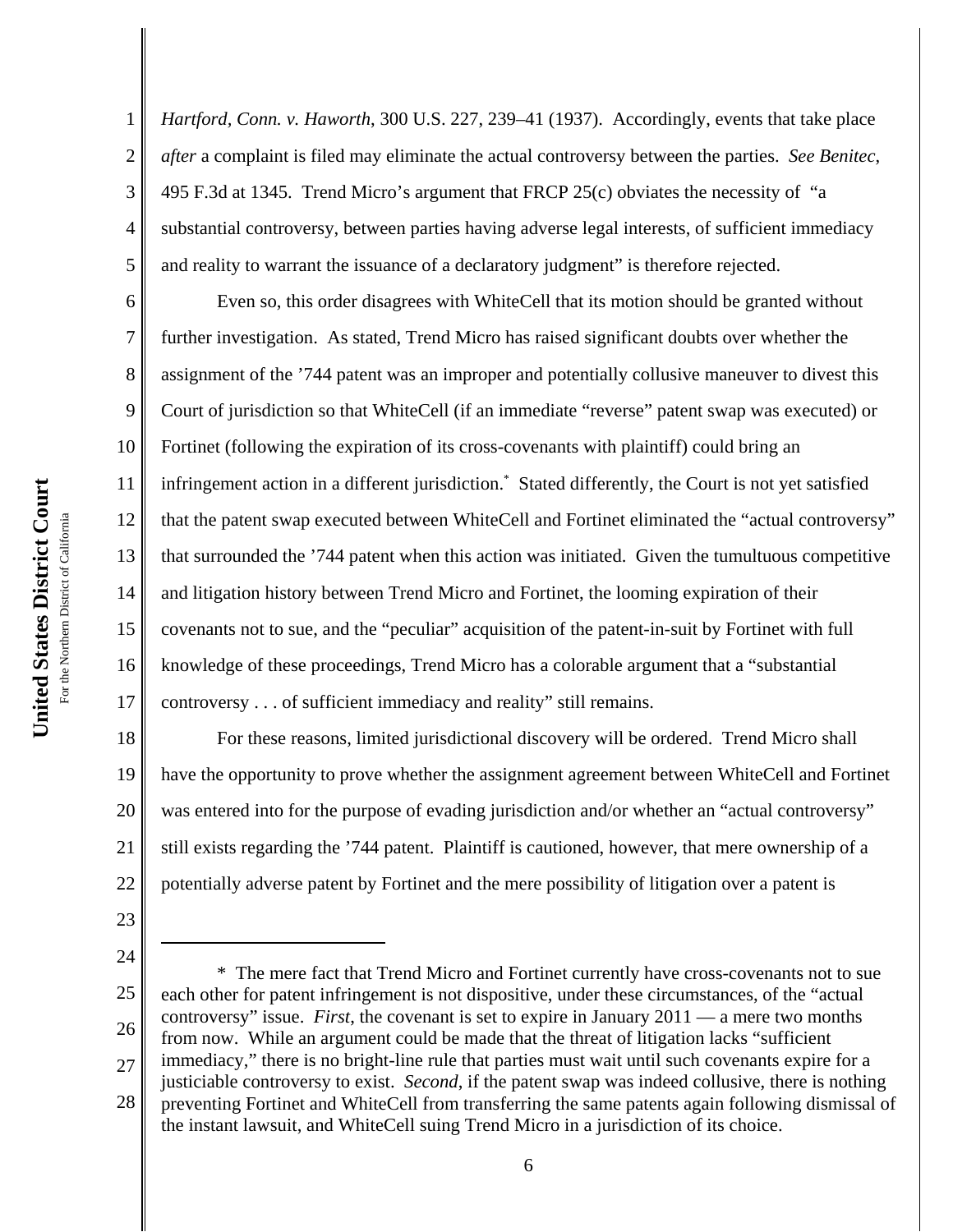*Hartford, Conn. v. Haworth*, 300 U.S. 227, 239–41 (1937). Accordingly, events that take place *after* a complaint is filed may eliminate the actual controversy between the parties. *See Benitec*, 495 F.3d at 1345. Trend Micro's argument that FRCP 25(c) obviates the necessity of "a substantial controversy, between parties having adverse legal interests, of sufficient immediacy and reality to warrant the issuance of a declaratory judgment" is therefore rejected.

Even so, this order disagrees with WhiteCell that its motion should be granted without further investigation. As stated, Trend Micro has raised significant doubts over whether the assignment of the '744 patent was an improper and potentially collusive maneuver to divest this Court of jurisdiction so that WhiteCell (if an immediate "reverse" patent swap was executed) or Fortinet (following the expiration of its cross-covenants with plaintiff) could bring an infringement action in a different jurisdiction.* Stated differently, the Court is not yet satisfied that the patent swap executed between WhiteCell and Fortinet eliminated the "actual controversy" that surrounded the '744 patent when this action was initiated. Given the tumultuous competitive and litigation history between Trend Micro and Fortinet, the looming expiration of their covenants not to sue, and the "peculiar" acquisition of the patent-in-suit by Fortinet with full knowledge of these proceedings, Trend Micro has a colorable argument that a "substantial controversy . . . of sufficient immediacy and reality" still remains.

For these reasons, limited jurisdictional discovery will be ordered. Trend Micro shall have the opportunity to prove whether the assignment agreement between WhiteCell and Fortinet was entered into for the purpose of evading jurisdiction and/or whether an "actual controversy" still exists regarding the '744 patent. Plaintiff is cautioned, however, that mere ownership of a potentially adverse patent by Fortinet and the mere possibility of litigation over a patent is

---

* The mere fact that Trend Micro and Fortinet currently have cross-covenants not to sue each other for patent infringement is not dispositive, under these circumstances, of the "actual controversy" issue. *First*, the covenant is set to expire in January 2011 — a mere two months from now. While an argument could be made that the threat of litigation lacks "sufficient immediacy," there is no bright-line rule that parties must wait until such covenants expire for a justiciable controversy to exist. *Second*, if the patent swap was indeed collusive, there is nothing preventing Fortinet and WhiteCell from transferring the same patents again following dismissal of the instant lawsuit, and WhiteCell suing Trend Micro in a jurisdiction of its choice.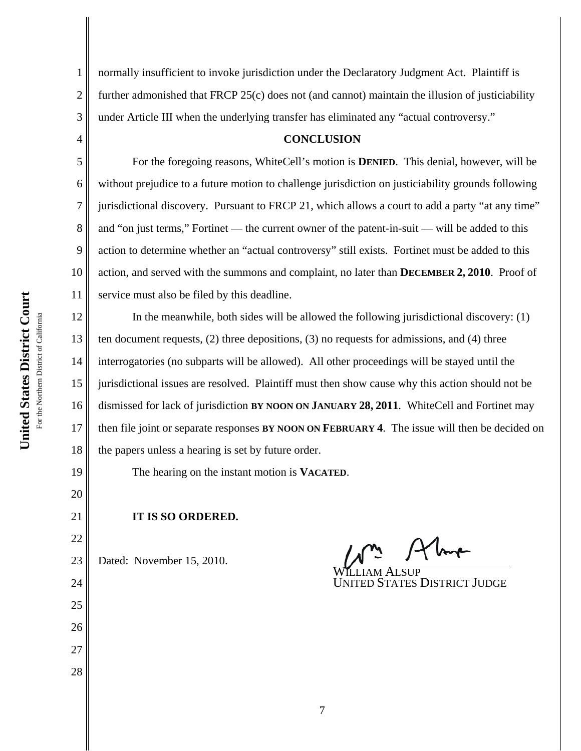normally insufficient to invoke jurisdiction under the Declaratory Judgment Act. Plaintiff is further admonished that FRCP 25(c) does not (and cannot) maintain the illusion of justiciability under Article III when the underlying transfer has eliminated any "actual controversy."

## CONCLUSION

For the foregoing reasons, WhiteCell's motion is **DENIED**. This denial, however, will be without prejudice to a future motion to challenge jurisdiction on justiciability grounds following jurisdictional discovery. Pursuant to FRCP 21, which allows a court to add a party "at any time" and "on just terms," Fortinet — the current owner of the patent-in-suit — will be added to this action to determine whether an "actual controversy" still exists. Fortinet must be added to this action, and served with the summons and complaint, no later than **DECEMBER 2, 2010**. Proof of service must also be filed by this deadline.

In the meanwhile, both sides will be allowed the following jurisdictional discovery: (1) ten document requests, (2) three depositions, (3) no requests for admissions, and (4) three interrogatories (no subparts will be allowed). All other proceedings will be stayed until the jurisdictional issues are resolved. Plaintiff must then show cause why this action should not be dismissed for lack of jurisdiction **BY NOON ON JANUARY 28, 2011**. WhiteCell and Fortinet may then file joint or separate responses **BY NOON ON FEBRUARY 4**. The issue will then be decided on the papers unless a hearing is set by future order.

The hearing on the instant motion is **VACATED**.

**IT IS SO ORDERED.**

Dated: November 15, 2010.

WILLIAM ALSUP
UNITED STATES DISTRICT JUDGE